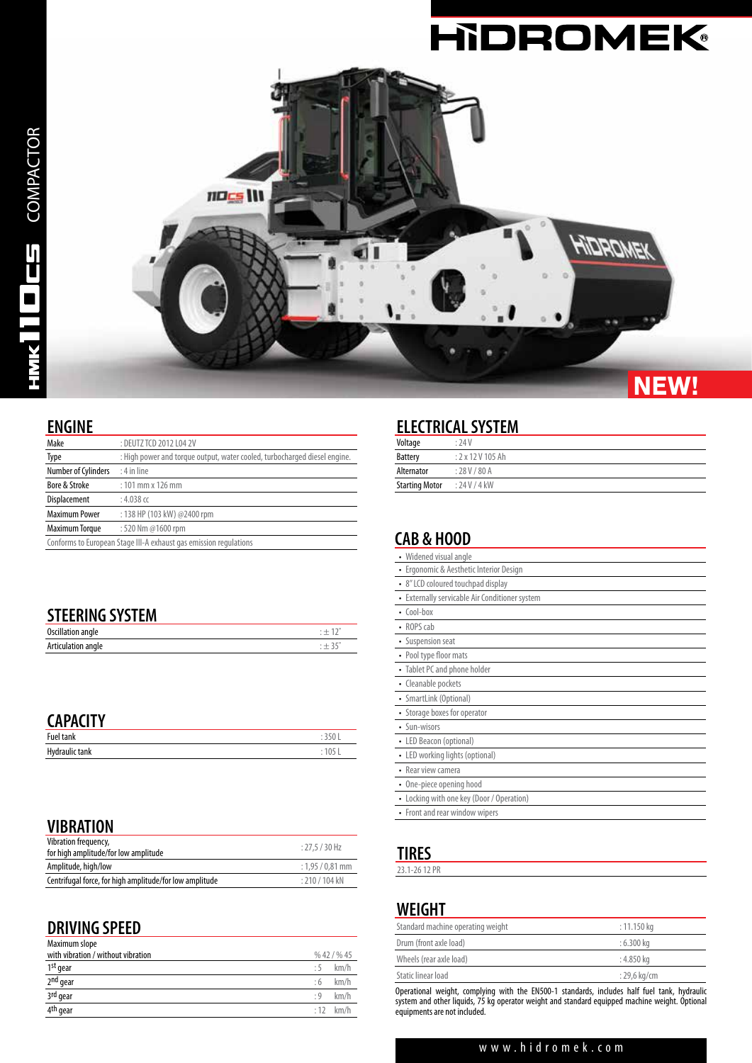# HIDROMEK

HMK 110CS COMPACTOR

NEW!

## ENGINE

| Make | : DEUTZ TCD 2012 L04 2V |
|---|---|
| Type | : High power and torque output, water cooled, turbocharged diesel engine. |
| Number of Cylinders | : 4 in line |
| Bore & Stroke | : 101 mm x 126 mm |
| Displacement | : 4.038 cc |
| Maximum Power | : 138 HP (103 kW) @2400 rpm |
| Maximum Torque | : 520 Nm @1600 rpm |

Conforms to European Stage III-A exhaust gas emission regulations

## STEERING SYSTEM

| Oscillation angle | : ± 12˚ |
|---|---|
| Articulation angle | : ± 35˚ |

## CAPACITY

| Fuel tank | : 350 L |
|---|---|
| Hydraulic tank | : 105 L |

## VIBRATION

| Vibration frequency, for high amplitude/for low amplitude | : 27,5 / 30 Hz |
|---|---|
| Amplitude, high/low | : 1,95 / 0,81 mm |
| Centrifugal force, for high amplitude/for low amplitude | : 210 / 104 kN |

## DRIVING SPEED

| Maximum slope with vibration / without vibration | % 42 / % 45 |
|---|---|
| 1st gear | : 5 km/h |
| 2nd gear | : 6 km/h |
| 3rd gear | : 9 km/h |
| 4th gear | : 12 km/h |

## ELECTRICAL SYSTEM

| Voltage | : 24 V |
|---|---|
| Battery | : 2 x 12 V 105 Ah |
| Alternator | : 28 V / 80 A |
| Starting Motor | : 24 V / 4 kW |

## CAB & HOOD

- Widened visual angle
- Ergonomic & Aesthetic Interior Design
- 8" LCD coloured touchpad display
- Externally servicable Air Conditioner system
- Cool-box
- ROPS cab
- Suspension seat
- Pool type floor mats
- Tablet PC and phone holder
- Cleanable pockets
- SmartLink (Optional)
- Storage boxes for operator
- Sun-wisors
- LED Beacon (optional)
- LED working lights (optional)
- Rear view camera
- One-piece opening hood
- Locking with one key (Door / Operation)
- Front and rear window wipers

## TIRES

23.1-26 12 PR

## WEIGHT

| Standard machine operating weight | : 11.150 kg |
|---|---|
| Drum (front axle load) | : 6.300 kg |
| Wheels (rear axle load) | : 4.850 kg |
| Static linear load | : 29,6 kg/cm |

Operational weight, complying with the EN500-1 standards, includes half fuel tank, hydraulic system and other liquids, 75 kg operator weight and standard equipped machine weight. Optional equipments are not included.

www.hidromek.com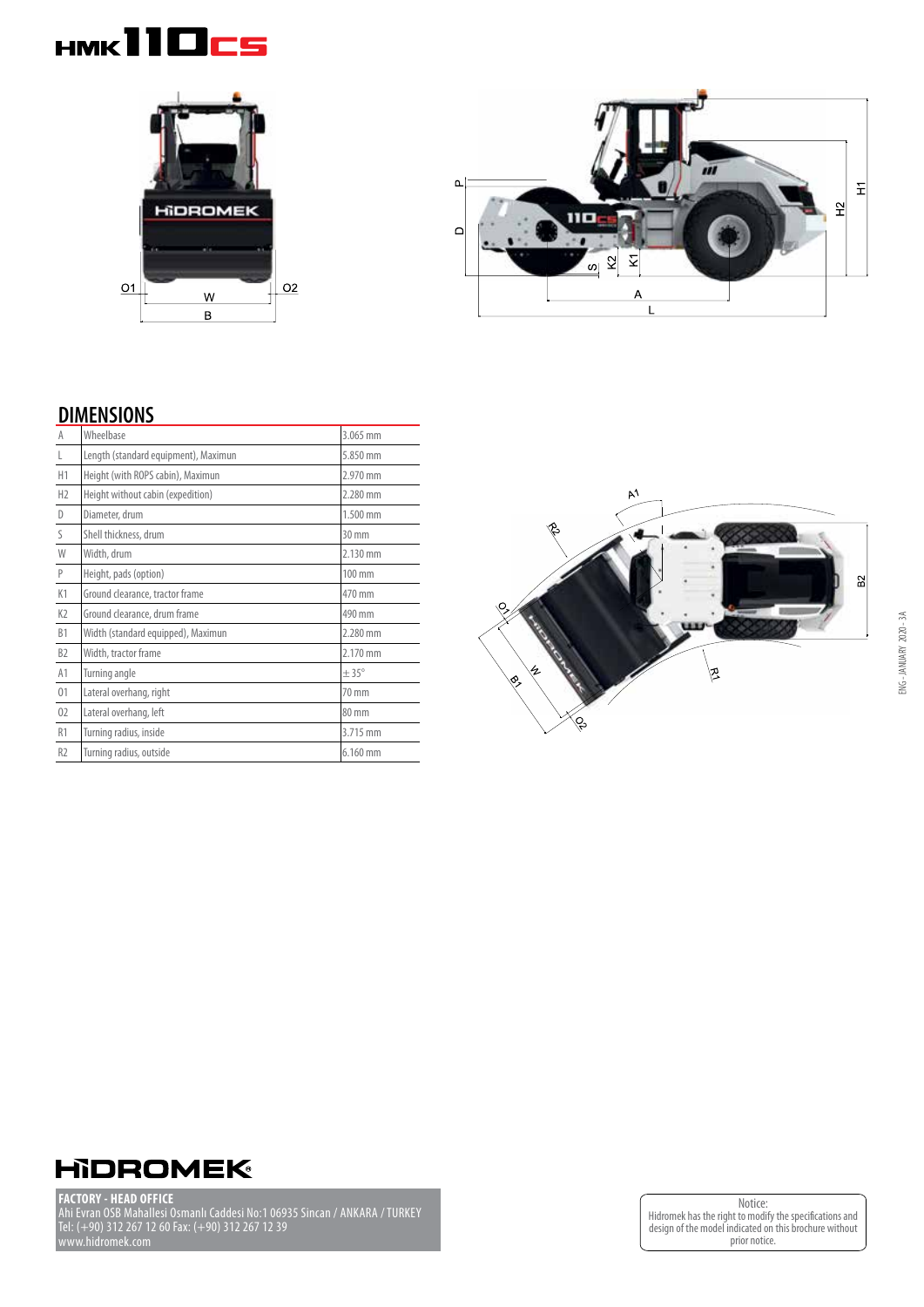# HMK 110CS

## DIMENSIONS

| | | |
|---|---|---|
| A | Wheelbase | 3.065 mm |
| L | Length (standard equipment), Maximun | 5.850 mm |
| H1 | Height (with ROPS cabin), Maximun | 2.970 mm |
| H2 | Height without cabin (expedition) | 2.280 mm |
| D | Diameter, drum | 1.500 mm |
| S | Shell thickness, drum | 30 mm |
| W | Width, drum | 2.130 mm |
| P | Height, pads (option) | 100 mm |
| K1 | Ground clearance, tractor frame | 470 mm |
| K2 | Ground clearance, drum frame | 490 mm |
| B1 | Width (standard equipped), Maximun | 2.280 mm |
| B2 | Width, tractor frame | 2.170 mm |
| A1 | Turning angle | ± 35° |
| O1 | Lateral overhang, right | 70 mm |
| O2 | Lateral overhang, left | 80 mm |
| R1 | Turning radius, inside | 3.715 mm |
| R2 | Turning radius, outside | 6.160 mm |

HİDROMEK

**FACTORY - HEAD OFFICE**
Ahi Evran OSB Mahallesi Osmanlı Caddesi No:1 06935 Sincan / ANKARA / TURKEY
Tel: (+90) 312 267 12 60 Fax: (+90) 312 267 12 39
www.hidromek.com

Notice:
Hidromek has the right to modify the specifications and design of the model indicated on this brochure without prior notice.

ENG - JANUARY 2020 - 3A